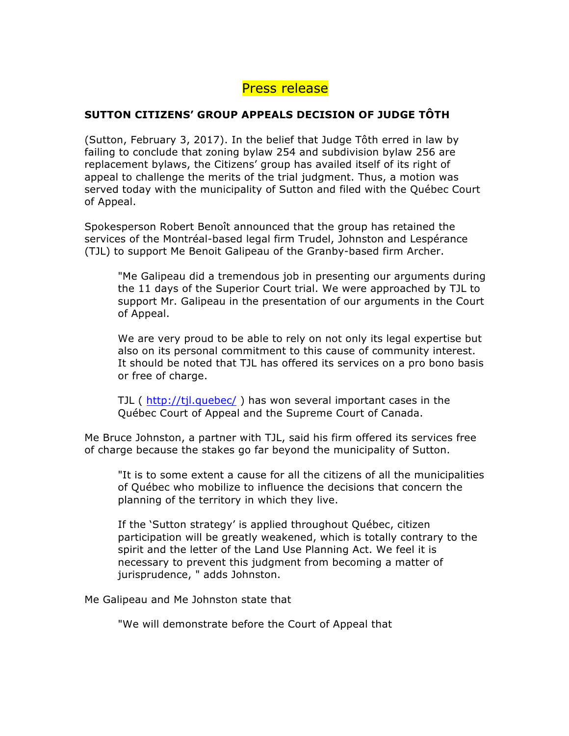# Press release

**SUTTON CITIZENS' GROUP APPEALS DECISION OF JUDGE TÔTH**

(Sutton, February 3, 2017). In the belief that Judge Tôth erred in law by failing to conclude that zoning bylaw 254 and subdivision bylaw 256 are replacement bylaws, the Citizens' group has availed itself of its right of appeal to challenge the merits of the trial judgment. Thus, a motion was served today with the municipality of Sutton and filed with the Québec Court of Appeal.

Spokesperson Robert Benoît announced that the group has retained the services of the Montréal-based legal firm Trudel, Johnston and Lespérance (TJL) to support Me Benoit Galipeau of the Granby-based firm Archer.

> "Me Galipeau did a tremendous job in presenting our arguments during the 11 days of the Superior Court trial. We were approached by TJL to support Mr. Galipeau in the presentation of our arguments in the Court of Appeal.
>
> We are very proud to be able to rely on not only its legal expertise but also on its personal commitment to this cause of community interest. It should be noted that TJL has offered its services on a pro bono basis or free of charge.
>
> TJL ( http://tjl.quebec/ ) has won several important cases in the Québec Court of Appeal and the Supreme Court of Canada.

Me Bruce Johnston, a partner with TJL, said his firm offered its services free of charge because the stakes go far beyond the municipality of Sutton.

> "It is to some extent a cause for all the citizens of all the municipalities of Québec who mobilize to influence the decisions that concern the planning of the territory in which they live.
>
> If the 'Sutton strategy' is applied throughout Québec, citizen participation will be greatly weakened, which is totally contrary to the spirit and the letter of the Land Use Planning Act. We feel it is necessary to prevent this judgment from becoming a matter of jurisprudence, " adds Johnston.

Me Galipeau and Me Johnston state that

> "We will demonstrate before the Court of Appeal that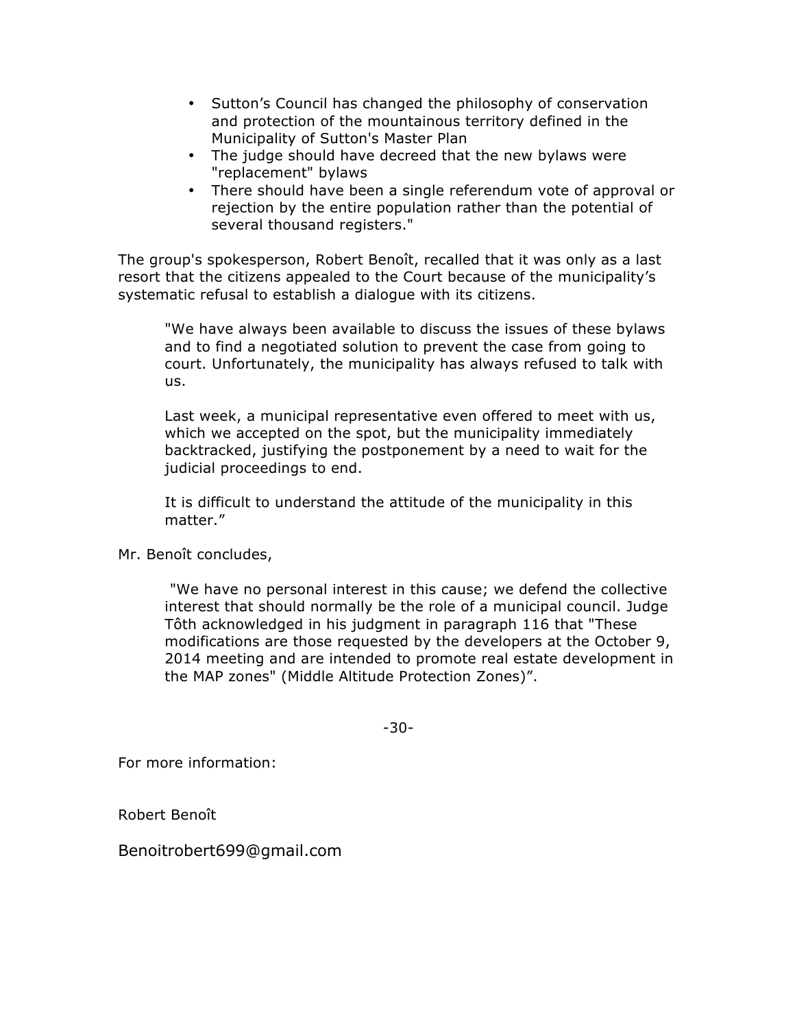- Sutton's Council has changed the philosophy of conservation and protection of the mountainous territory defined in the Municipality of Sutton's Master Plan
- The judge should have decreed that the new bylaws were "replacement" bylaws
- There should have been a single referendum vote of approval or rejection by the entire population rather than the potential of several thousand registers."

The group's spokesperson, Robert Benoît, recalled that it was only as a last resort that the citizens appealed to the Court because of the municipality's systematic refusal to establish a dialogue with its citizens.

> "We have always been available to discuss the issues of these bylaws and to find a negotiated solution to prevent the case from going to court. Unfortunately, the municipality has always refused to talk with us.
>
> Last week, a municipal representative even offered to meet with us, which we accepted on the spot, but the municipality immediately backtracked, justifying the postponement by a need to wait for the judicial proceedings to end.
>
> It is difficult to understand the attitude of the municipality in this matter."

Mr. Benoît concludes,

> "We have no personal interest in this cause; we defend the collective interest that should normally be the role of a municipal council. Judge Tôth acknowledged in his judgment in paragraph 116 that "These modifications are those requested by the developers at the October 9, 2014 meeting and are intended to promote real estate development in the MAP zones" (Middle Altitude Protection Zones)".

-30-

For more information:

Robert Benoît

Benoitrobert699@gmail.com